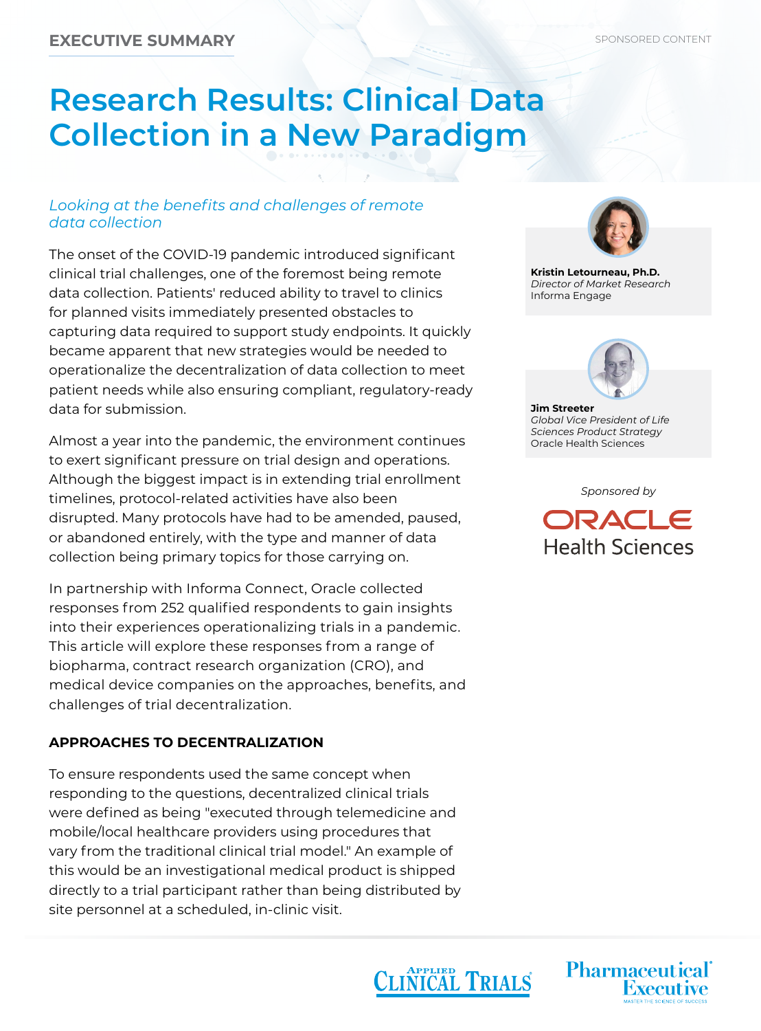EXECUTIVE SUMMARY

SPONSORED CONTENT

# Research Results: Clinical Data Collection in a New Paradigm

*Looking at the benefits and challenges of remote data collection*

**Kristin Letourneau, Ph.D.**
*Director of Market Research*
Informa Engage

**Jim Streeter**
*Global Vice President of Life Sciences Product Strategy*
Oracle Health Sciences

*Sponsored by*
ORACLE Health Sciences

The onset of the COVID-19 pandemic introduced significant clinical trial challenges, one of the foremost being remote data collection. Patients' reduced ability to travel to clinics for planned visits immediately presented obstacles to capturing data required to support study endpoints. It quickly became apparent that new strategies would be needed to operationalize the decentralization of data collection to meet patient needs while also ensuring compliant, regulatory-ready data for submission.

Almost a year into the pandemic, the environment continues to exert significant pressure on trial design and operations. Although the biggest impact is in extending trial enrollment timelines, protocol-related activities have also been disrupted. Many protocols have had to be amended, paused, or abandoned entirely, with the type and manner of data collection being primary topics for those carrying on.

In partnership with Informa Connect, Oracle collected responses from 252 qualified respondents to gain insights into their experiences operationalizing trials in a pandemic. This article will explore these responses from a range of biopharma, contract research organization (CRO), and medical device companies on the approaches, benefits, and challenges of trial decentralization.

## APPROACHES TO DECENTRALIZATION

To ensure respondents used the same concept when responding to the questions, decentralized clinical trials were defined as being "executed through telemedicine and mobile/local healthcare providers using procedures that vary from the traditional clinical trial model." An example of this would be an investigational medical product is shipped directly to a trial participant rather than being distributed by site personnel at a scheduled, in-clinic visit.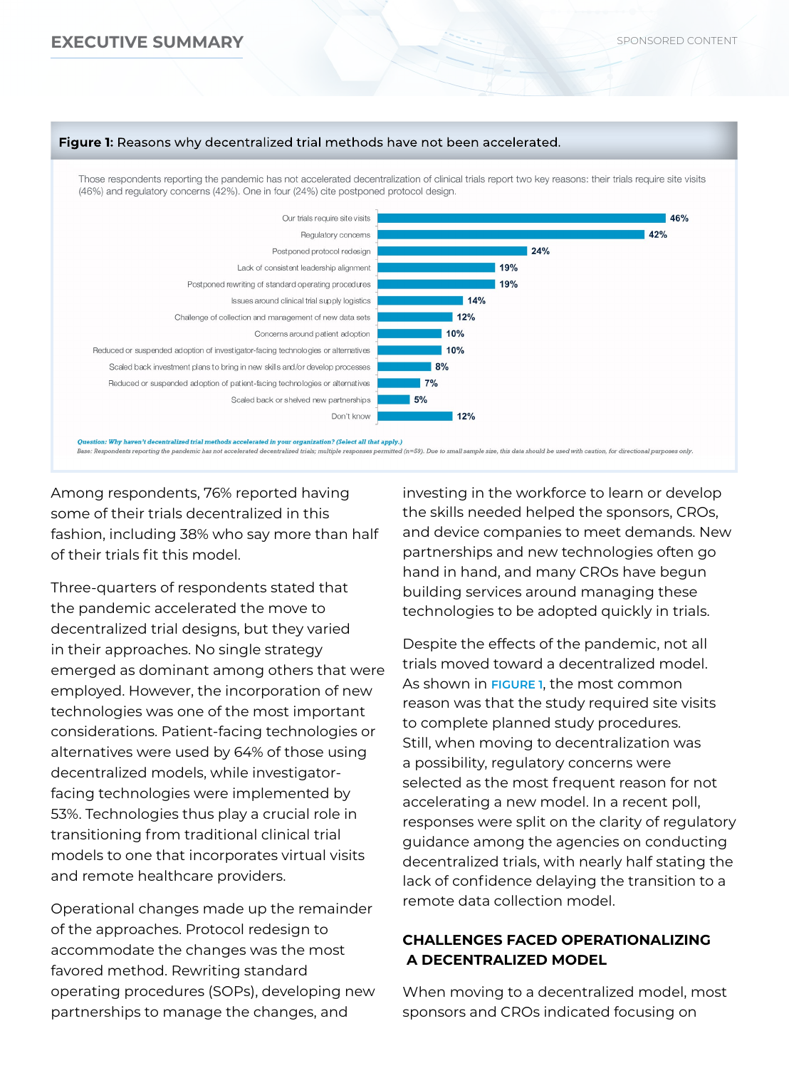**Figure 1:** Reasons why decentralized trial methods have not been accelerated.

Those respondents reporting the pandemic has not accelerated decentralization of clinical trials report two key reasons: their trials require site visits (46%) and regulatory concerns (42%). One in four (24%) cite postponed protocol design.

Our trials require site visits 46%
Regulatory concerns 42%
Postponed protocol redesign 24%
Lack of consistent leadership alignment 19%
Postponed rewriting of standard operating procedures 19%
Issues around clinical trial supply logistics 14%
Challenge of collection and management of new data sets 12%
Concerns around patient adoption 10%
Reduced or suspended adoption of investigator-facing technologies or alternatives 10%
Scaled back investment plans to bring in new skills and/or develop processes 8%
Reduced or suspended adoption of patient-facing technologies or alternatives 7%
Scaled back or shelved new partnerships 5%
Don't know 12%

*Question: Why haven't decentralized trial methods accelerated in your organization? (Select all that apply.)*
*Base: Respondents reporting the pandemic has not accelerated decentralized trials; multiple responses permitted (n=59). Due to small sample size, this data should be used with caution, for directional purposes only.*

Among respondents, 76% reported having some of their trials decentralized in this fashion, including 38% who say more than half of their trials fit this model.

Three-quarters of respondents stated that the pandemic accelerated the move to decentralized trial designs, but they varied in their approaches. No single strategy emerged as dominant among others that were employed. However, the incorporation of new technologies was one of the most important considerations. Patient-facing technologies or alternatives were used by 64% of those using decentralized models, while investigator-facing technologies were implemented by 53%. Technologies thus play a crucial role in transitioning from traditional clinical trial models to one that incorporates virtual visits and remote healthcare providers.

Operational changes made up the remainder of the approaches. Protocol redesign to accommodate the changes was the most favored method. Rewriting standard operating procedures (SOPs), developing new partnerships to manage the changes, and investing in the workforce to learn or develop the skills needed helped the sponsors, CROs, and device companies to meet demands. New partnerships and new technologies often go hand in hand, and many CROs have begun building services around managing these technologies to be adopted quickly in trials.

Despite the effects of the pandemic, not all trials moved toward a decentralized model. As shown in FIGURE 1, the most common reason was that the study required site visits to complete planned study procedures. Still, when moving to decentralization was a possibility, regulatory concerns were selected as the most frequent reason for not accelerating a new model. In a recent poll, responses were split on the clarity of regulatory guidance among the agencies on conducting decentralized trials, with nearly half stating the lack of confidence delaying the transition to a remote data collection model.

## CHALLENGES FACED OPERATIONALIZING A DECENTRALIZED MODEL

When moving to a decentralized model, most sponsors and CROs indicated focusing on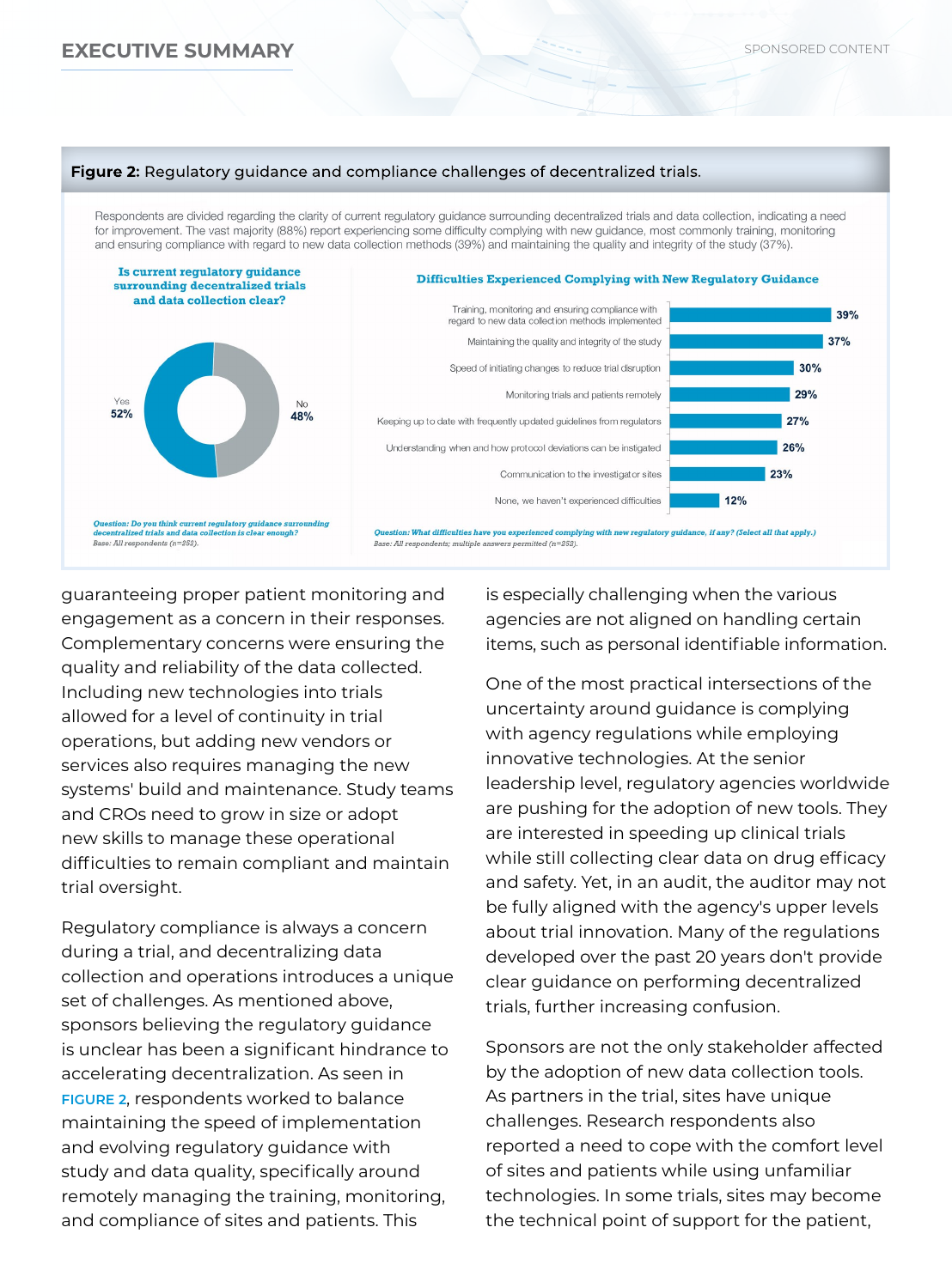**Figure 2:** Regulatory guidance and compliance challenges of decentralized trials.

Respondents are divided regarding the clarity of current regulatory guidance surrounding decentralized trials and data collection, indicating a need for improvement. The vast majority (88%) report experiencing some difficulty complying with new guidance, most commonly training, monitoring and ensuring compliance with regard to new data collection methods (39%) and maintaining the quality and integrity of the study (37%).

**Is current regulatory guidance surrounding decentralized trials and data collection clear?**

Yes 52%

No 48%

*Question: Do you think current regulatory guidance surrounding decentralized trials and data collection is clear enough?*
*Base: All respondents (n=252).*

**Difficulties Experienced Complying with New Regulatory Guidance**

Training, monitoring and ensuring compliance with regard to new data collection methods implemented 39%

Maintaining the quality and integrity of the study 37%

Speed of initiating changes to reduce trial disruption 30%

Monitoring trials and patients remotely 29%

Keeping up to date with frequently updated guidelines from regulators 27%

Understanding when and how protocol deviations can be instigated 26%

Communication to the investigator sites 23%

None, we haven't experienced difficulties 12%

*Question: What difficulties have you experienced complying with new regulatory guidance, if any? (Select all that apply.)*
*Base: All respondents; multiple answers permitted (n=252).*

guaranteeing proper patient monitoring and engagement as a concern in their responses. Complementary concerns were ensuring the quality and reliability of the data collected. Including new technologies into trials allowed for a level of continuity in trial operations, but adding new vendors or services also requires managing the new systems' build and maintenance. Study teams and CROs need to grow in size or adopt new skills to manage these operational difficulties to remain compliant and maintain trial oversight.

Regulatory compliance is always a concern during a trial, and decentralizing data collection and operations introduces a unique set of challenges. As mentioned above, sponsors believing the regulatory guidance is unclear has been a significant hindrance to accelerating decentralization. As seen in FIGURE 2, respondents worked to balance maintaining the speed of implementation and evolving regulatory guidance with study and data quality, specifically around remotely managing the training, monitoring, and compliance of sites and patients. This is especially challenging when the various agencies are not aligned on handling certain items, such as personal identifiable information.

One of the most practical intersections of the uncertainty around guidance is complying with agency regulations while employing innovative technologies. At the senior leadership level, regulatory agencies worldwide are pushing for the adoption of new tools. They are interested in speeding up clinical trials while still collecting clear data on drug efficacy and safety. Yet, in an audit, the auditor may not be fully aligned with the agency's upper levels about trial innovation. Many of the regulations developed over the past 20 years don't provide clear guidance on performing decentralized trials, further increasing confusion.

Sponsors are not the only stakeholder affected by the adoption of new data collection tools. As partners in the trial, sites have unique challenges. Research respondents also reported a need to cope with the comfort level of sites and patients while using unfamiliar technologies. In some trials, sites may become the technical point of support for the patient,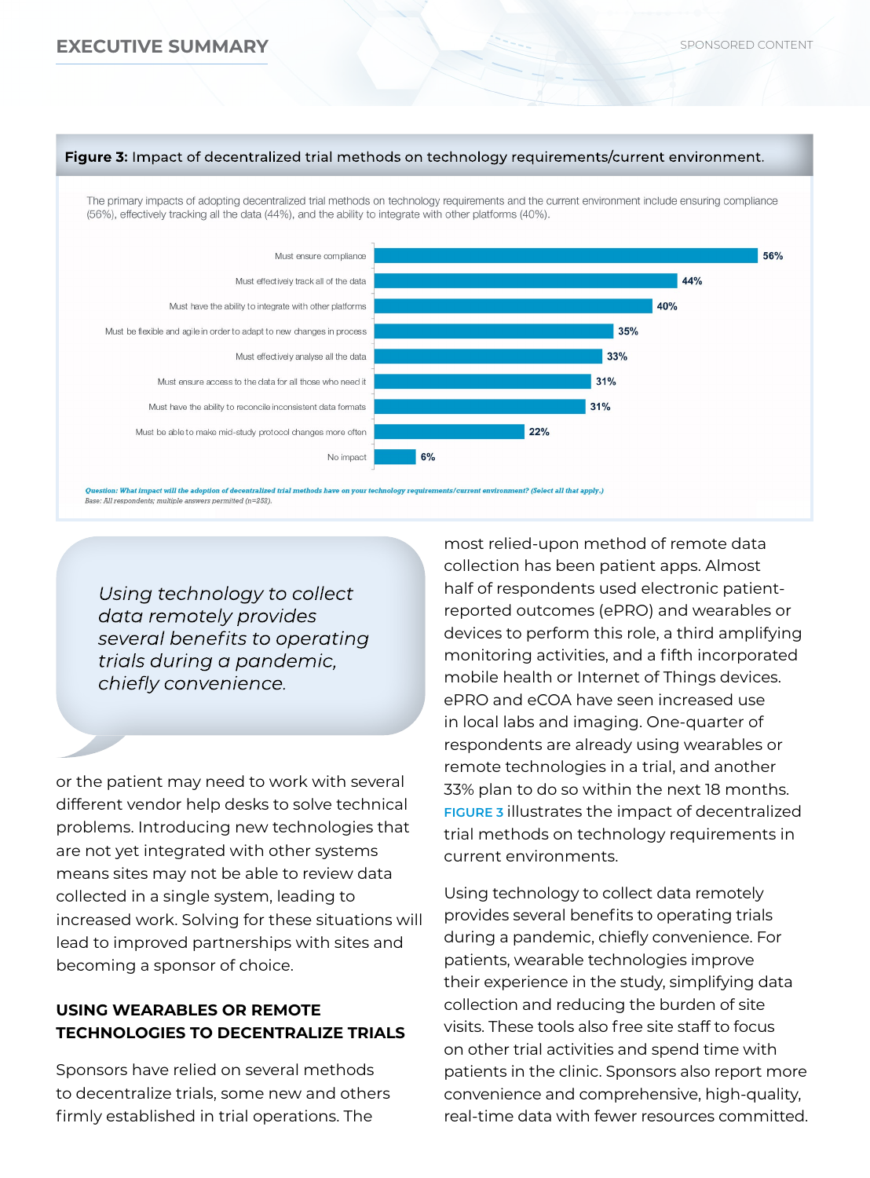**Figure 3:** Impact of decentralized trial methods on technology requirements/current environment.

The primary impacts of adopting decentralized trial methods on technology requirements and the current environment include ensuring compliance (56%), effectively tracking all the data (44%), and the ability to integrate with other platforms (40%).

Must ensure compliance 56%
Must effectively track all of the data 44%
Must have the ability to integrate with other platforms 40%
Must be flexible and agile in order to adapt to new changes in process 35%
Must effectively analyse all the data 33%
Must ensure access to the data for all those who need it 31%
Must have the ability to reconcile inconsistent data formats 31%
Must be able to make mid-study protocol changes more often 22%
No impact 6%

*Question: What impact will the adoption of decentralized trial methods have on your technology requirements/current environment? (Select all that apply.)*
*Base: All respondents; multiple answers permitted (n=258).*

*Using technology to collect data remotely provides several benefits to operating trials during a pandemic, chiefly convenience.*

or the patient may need to work with several different vendor help desks to solve technical problems. Introducing new technologies that are not yet integrated with other systems means sites may not be able to review data collected in a single system, leading to increased work. Solving for these situations will lead to improved partnerships with sites and becoming a sponsor of choice.

## USING WEARABLES OR REMOTE TECHNOLOGIES TO DECENTRALIZE TRIALS

Sponsors have relied on several methods to decentralize trials, some new and others firmly established in trial operations. The most relied-upon method of remote data collection has been patient apps. Almost half of respondents used electronic patient-reported outcomes (ePRO) and wearables or devices to perform this role, a third amplifying monitoring activities, and a fifth incorporated mobile health or Internet of Things devices. ePRO and eCOA have seen increased use in local labs and imaging. One-quarter of respondents are already using wearables or remote technologies in a trial, and another 33% plan to do so within the next 18 months. FIGURE 3 illustrates the impact of decentralized trial methods on technology requirements in current environments.

Using technology to collect data remotely provides several benefits to operating trials during a pandemic, chiefly convenience. For patients, wearable technologies improve their experience in the study, simplifying data collection and reducing the burden of site visits. These tools also free site staff to focus on other trial activities and spend time with patients in the clinic. Sponsors also report more convenience and comprehensive, high-quality, real-time data with fewer resources committed.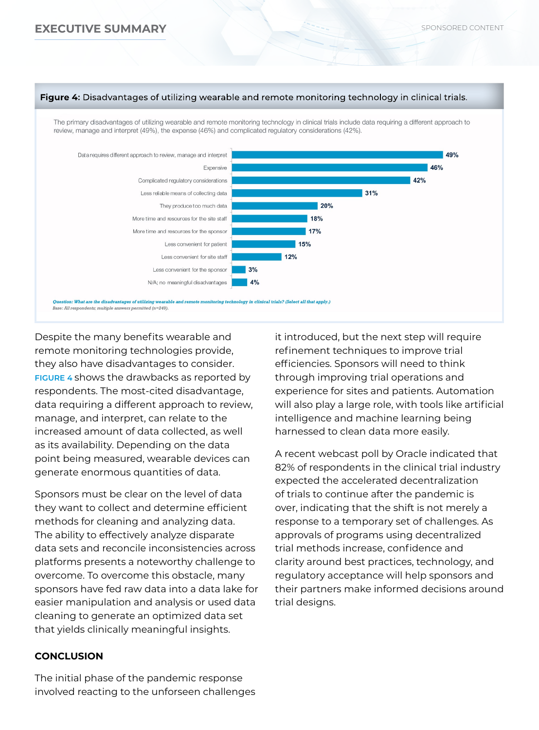**Figure 4:** Disadvantages of utilizing wearable and remote monitoring technology in clinical trials.

The primary disadvantages of utilizing wearable and remote monitoring technology in clinical trials include data requiring a different approach to review, manage and interpret (49%), the expense (46%) and complicated regulatory considerations (42%).

Data requires different approach to review, manage and interpret 49%
Expensive 46%
Complicated regulatory considerations 42%
Less reliable means of collecting data 31%
They produce too much data 20%
More time and resources for the site staff 18%
More time and resources for the sponsor 17%
Less convenient for patient 15%
Less convenient for site staff 12%
Less convenient for the sponsor 3%
N/A; no meaningful disadvantages 4%

*Question: What are the disadvantages of utilizing wearable and remote monitoring technology in clinical trials? (Select all that apply.)*
*Base: All respondents; multiple answers permitted (n=249).*

Despite the many benefits wearable and remote monitoring technologies provide, they also have disadvantages to consider. FIGURE 4 shows the drawbacks as reported by respondents. The most-cited disadvantage, data requiring a different approach to review, manage, and interpret, can relate to the increased amount of data collected, as well as its availability. Depending on the data point being measured, wearable devices can generate enormous quantities of data.

Sponsors must be clear on the level of data they want to collect and determine efficient methods for cleaning and analyzing data. The ability to effectively analyze disparate data sets and reconcile inconsistencies across platforms presents a noteworthy challenge to overcome. To overcome this obstacle, many sponsors have fed raw data into a data lake for easier manipulation and analysis or used data cleaning to generate an optimized data set that yields clinically meaningful insights.

## CONCLUSION

The initial phase of the pandemic response involved reacting to the unforseen challenges it introduced, but the next step will require refinement techniques to improve trial efficiencies. Sponsors will need to think through improving trial operations and experience for sites and patients. Automation will also play a large role, with tools like artificial intelligence and machine learning being harnessed to clean data more easily.

A recent webcast poll by Oracle indicated that 82% of respondents in the clinical trial industry expected the accelerated decentralization of trials to continue after the pandemic is over, indicating that the shift is not merely a response to a temporary set of challenges. As approvals of programs using decentralized trial methods increase, confidence and clarity around best practices, technology, and regulatory acceptance will help sponsors and their partners make informed decisions around trial designs.